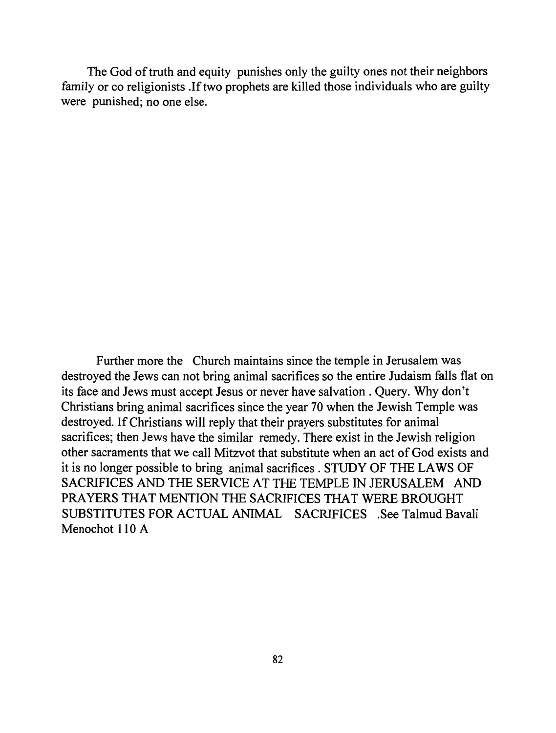The God of truth and equity punishes only the guilty ones not their neighbors family or co religionists .If two prophets are killed those individuals who are guilty were punished; no one else.

Further more the Church maintains since the temple in Jerusalem was destroyed the Jews can not bring animal sacrifices so the entire Judaism falls flat on its face and Jews must accept Jesus or never have salvation . Query. Why don't Christians bring animal sacrifices since the year 70 when the Jewish Temple was destroyed. If Christians will reply that their prayers substitutes for animal sacrifices; then Jews have the similar remedy. There exist in the Jewish religion other sacraments that we call Mitzvot that substitute when an act of God exists and it is no longer possible to bring animal sacrifices . STUDY OF THE LAWS OF SACRIFICES AND THE SERVICE AT THE TEMPLE IN JERUSALEM AND PRAYERS THAT MENTION THE SACRIFICES THAT WERE BROUGHT SUBSTITUTES FOR ACTUAL ANIMAL SACRIFICES .See Talmud Bavali Menochot 110 A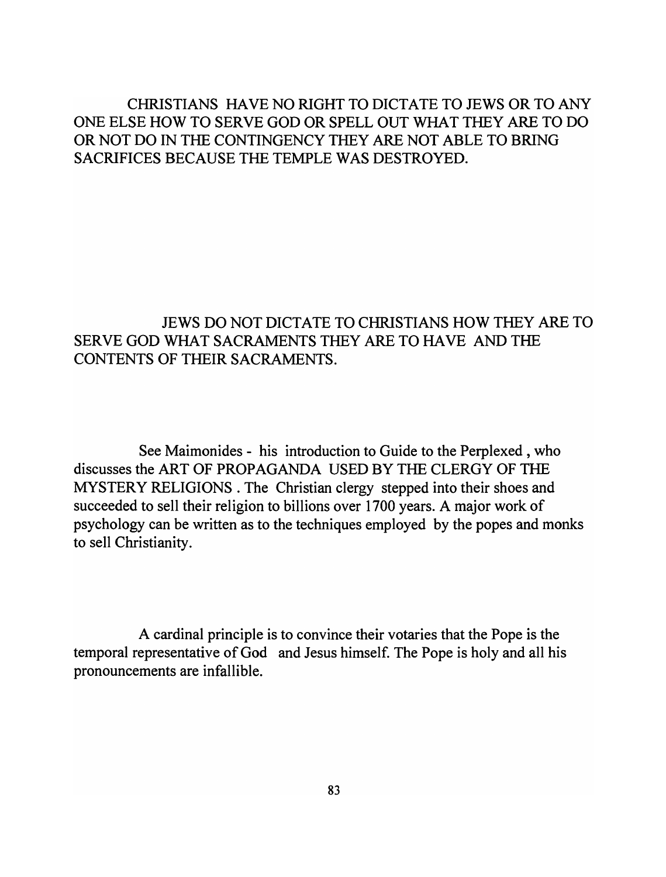CHRISTIANS HAVE NO RIGHT TO DICTATE TO JEWS OR TO ANY ONE ELSE HOW TO SERVE GOD OR SPELL OUT WHAT THEY ARE TO DO OR NOT DO IN THE CONTINGENCY THEY ARE NOT ABLE TO BRING SACRIFICES BECAUSE THE TEMPLE WAS DESTROYED.

JEWS DO NOT DICTATE TO CHRISTIANS HOW THEY ARE TO SERVE GOD WHAT SACRAMENTS THEY ARE TO HAVE AND THE CONTENTS OF THEIR SACRAMENTS.

See Maimonides - his introduction to Guide to the Perplexed , who discusses the ART OF PROPAGANDA USED BY THE CLERGY OF THE MYSTERY RELIGIONS . The Christian clergy stepped into their shoes and succeeded to sell their religion to billions over 1700 years. A major work of psychology can be written as to the techniques employed by the popes and monks to sell Christianity.

A cardinal principle is to convince their votaries that the Pope is the temporal representative of God and Jesus himself. The Pope is holy and all his pronouncements are infallible.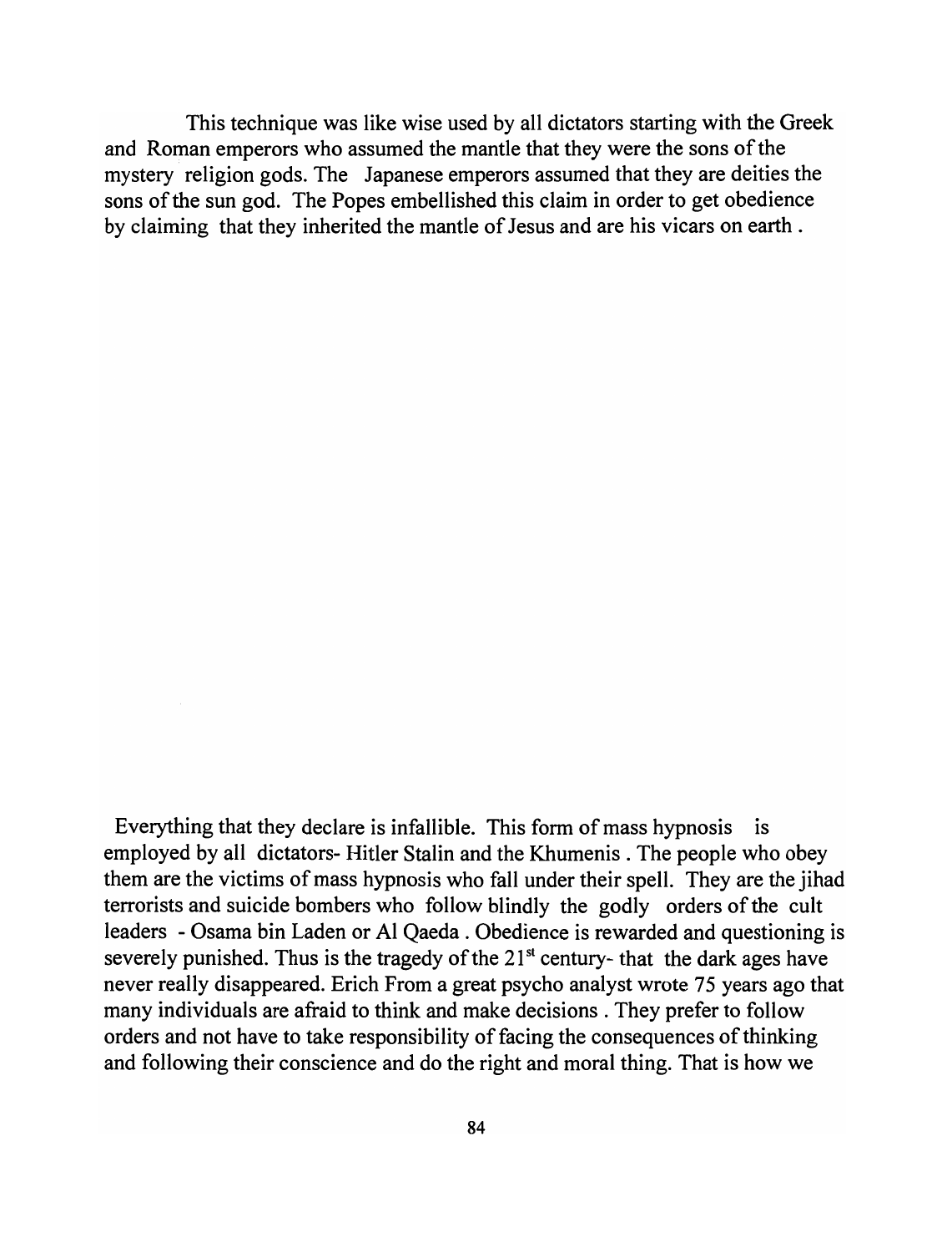This technique was like wise used by all dictators starting with the Greek and Roman emperors who assumed the mantle that they were the sons of the mystery religion gods. The Japanese emperors assumed that they are deities the sons of the sun god. The Popes embellished this claim in order to get obedience by claiming that they inherited the mantle of Jesus and are his vicars on earth .

Everything that they declare is infallible. This form of mass hypnosis is employed by all dictators- Hitler Stalin and the Khumenis . The people who obey them are the victims of mass hypnosis who fall under their spell. They are the jihad terrorists and suicide bombers who follow blindly the godly orders of the cult leaders - Osama bin Laden or Al Qaeda . Obedience is rewarded and questioning is severely punished. Thus is the tragedy of the 21st century- that the dark ages have never really disappeared. Erich From a great psycho analyst wrote 75 years ago that many individuals are afraid to think and make decisions . They prefer to follow orders and not have to take responsibility of facing the consequences of thinking and following their conscience and do the right and moral thing. That is how we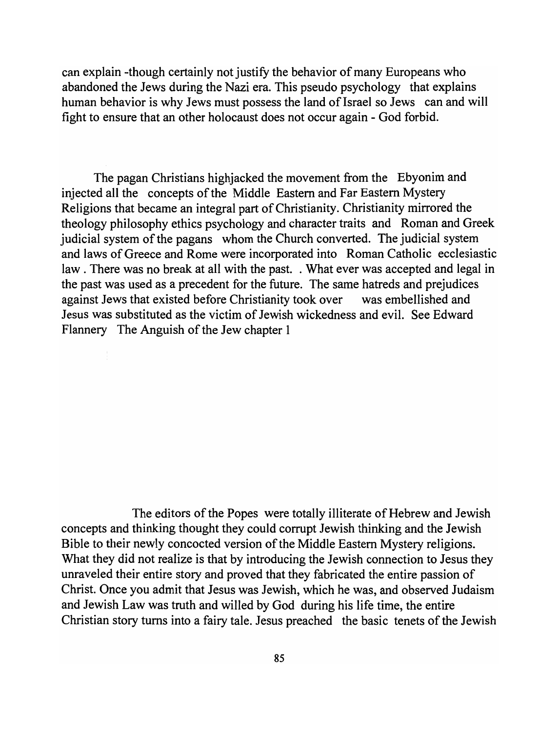can explain -though certainly not justify the behavior of many Europeans who abandoned the Jews during the Nazi era. This pseudo psychology that explains human behavior is why Jews must possess the land of Israel so Jews can and will fight to ensure that an other holocaust does not occur again - God forbid.

The pagan Christians highjacked the movement from the Ebyonim and injected all the concepts of the Middle Eastern and Far Eastern Mystery Religions that became an integral part of Christianity. Christianity mirrored the theology philosophy ethics psychology and character traits and Roman and Greek judicial system of the pagans whom the Church converted. The judicial system and laws of Greece and Rome were incorporated into Roman Catholic ecclesiastic law . There was no break at all with the past. . What ever was accepted and legal in the past was used as a precedent for the future. The same hatreds and prejudices against Jews that existed before Christianity took over was embellished and Jesus was substituted as the victim of Jewish wickedness and evil. See Edward Flannery The Anguish of the Jew chapter 1

The editors of the Popes were totally illiterate of Hebrew and Jewish concepts and thinking thought they could corrupt Jewish thinking and the Jewish Bible to their newly concocted version of the Middle Eastern Mystery religions. What they did not realize is that by introducing the Jewish connection to Jesus they unraveled their entire story and proved that they fabricated the entire passion of Christ. Once you admit that Jesus was Jewish, which he was, and observed Judaism and Jewish Law was truth and willed by God during his life time, the entire Christian story turns into a fairy tale. Jesus preached the basic tenets of the Jewish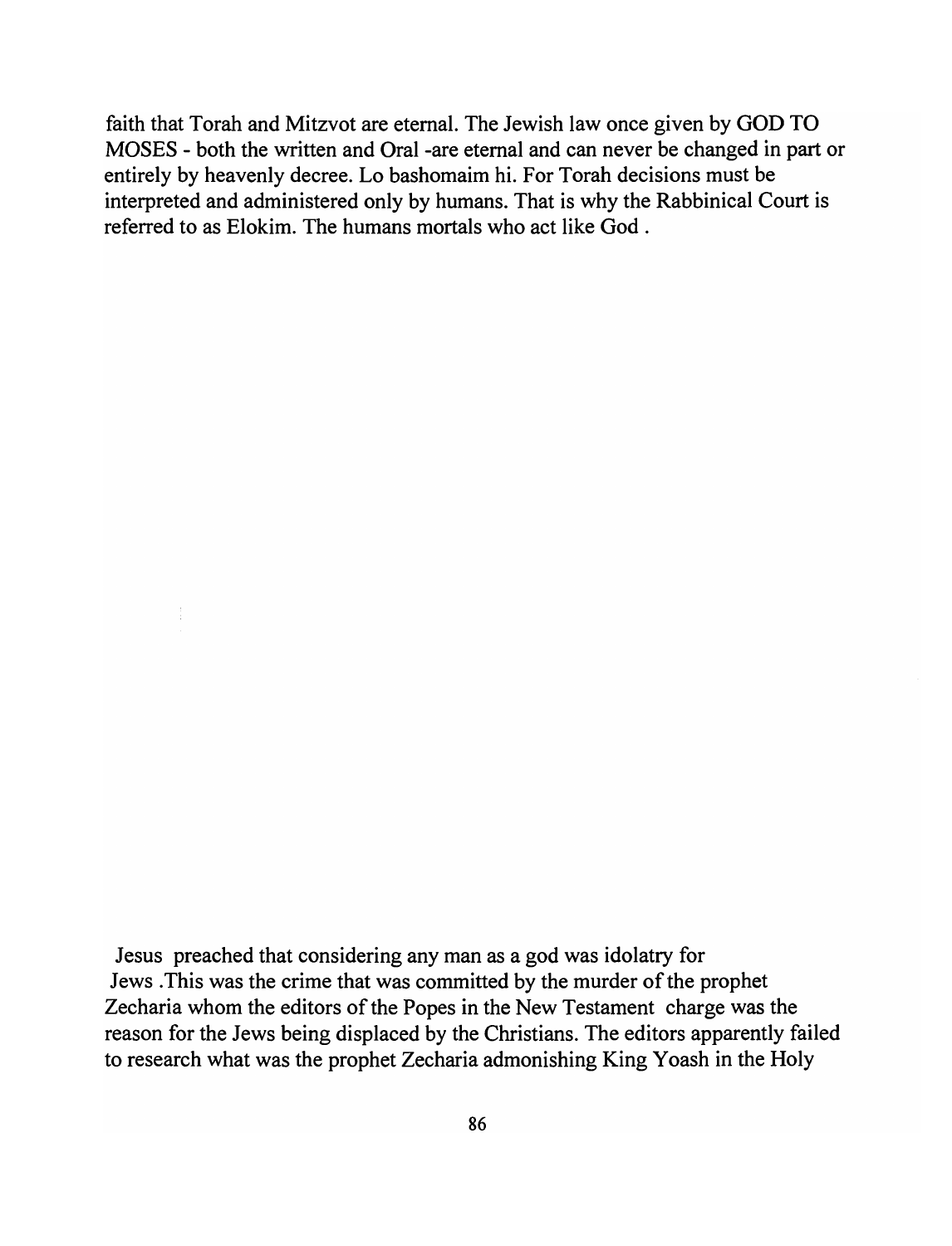faith that Torah and Mitzvot are eternal. The Jewish law once given by GOD TO MOSES - both the written and Oral -are eternal and can never be changed in part or entirely by heavenly decree. Lo bashomaim hi. For Torah decisions must be interpreted and administered only by humans. That is why the Rabbinical Court is referred to as Elokim. The humans mortals who act like God .

Jesus preached that considering any man as a god was idolatry for Jews .This was the crime that was committed by the murder of the prophet Zecharia whom the editors of the Popes in the New Testament charge was the reason for the Jews being displaced by the Christians. The editors apparently failed to research what was the prophet Zecharia admonishing King Yoash in the Holy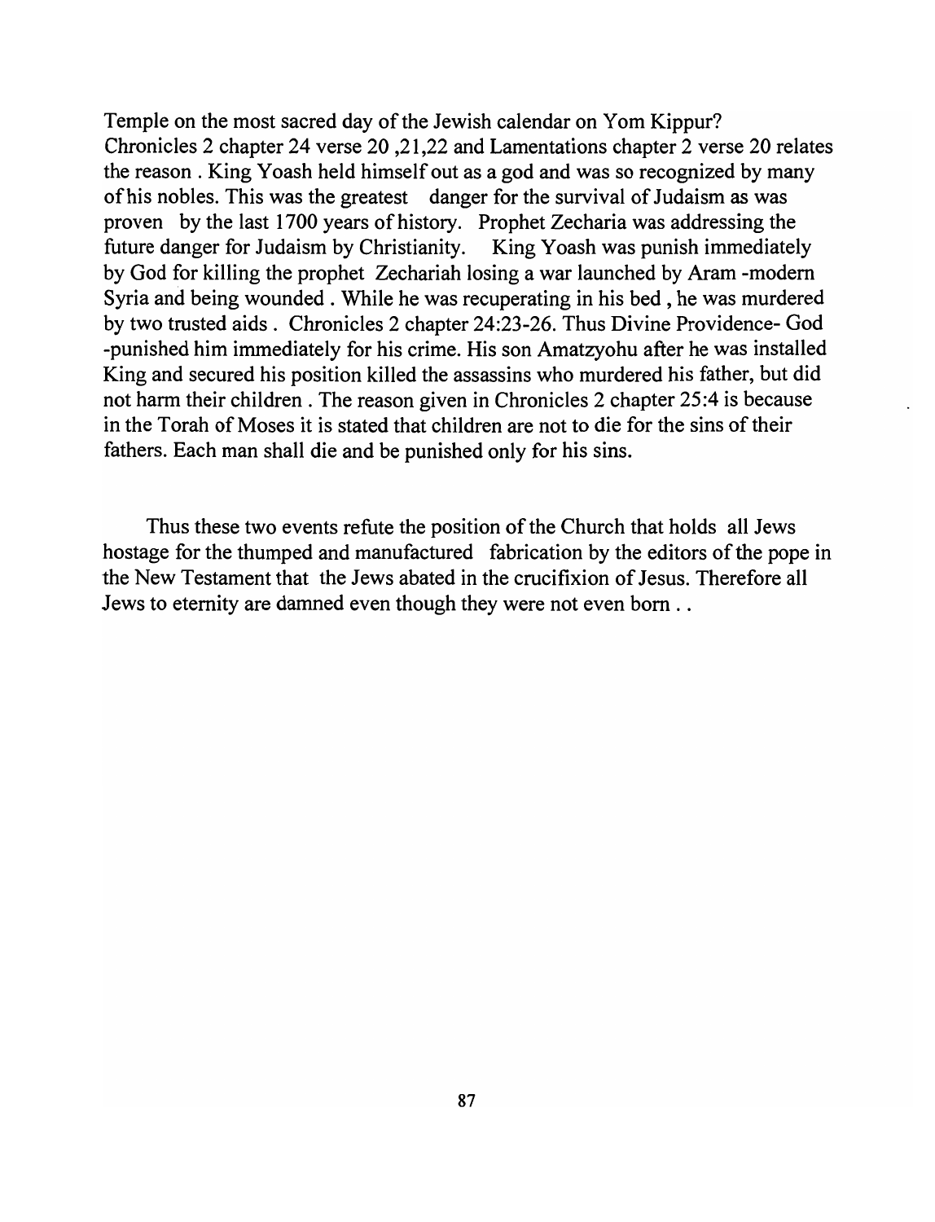Temple on the most sacred day of the Jewish calendar on Yom Kippur? Chronicles 2 chapter 24 verse 20 ,21,22 and Lamentations chapter 2 verse 20 relates the reason . King Yoash held himself out as a god and was so recognized by many of his nobles. This was the greatest danger for the survival of Judaism as was proven by the last 1700 years of history. Prophet Zecharia was addressing the future danger for Judaism by Christianity. King Yoash was punish immediately by God for killing the prophet Zechariah losing a war launched by Aram -modern Syria and being wounded . While he was recuperating in his bed , he was murdered by two trusted aids . Chronicles 2 chapter 24:23-26. Thus Divine Providence- God -punished him immediately for his crime. His son Amatzyohu after he was installed King and secured his position killed the assassins who murdered his father, but did not harm their children . The reason given in Chronicles 2 chapter 25:4 is because in the Torah of Moses it is stated that children are not to die for the sins of their fathers. Each man shall die and be punished only for his sins.

Thus these two events refute the position of the Church that holds all Jews hostage for the thumped and manufactured fabrication by the editors of the pope in the New Testament that the Jews abated in the crucifixion of Jesus. Therefore all Jews to eternity are damned even though they were not even born . .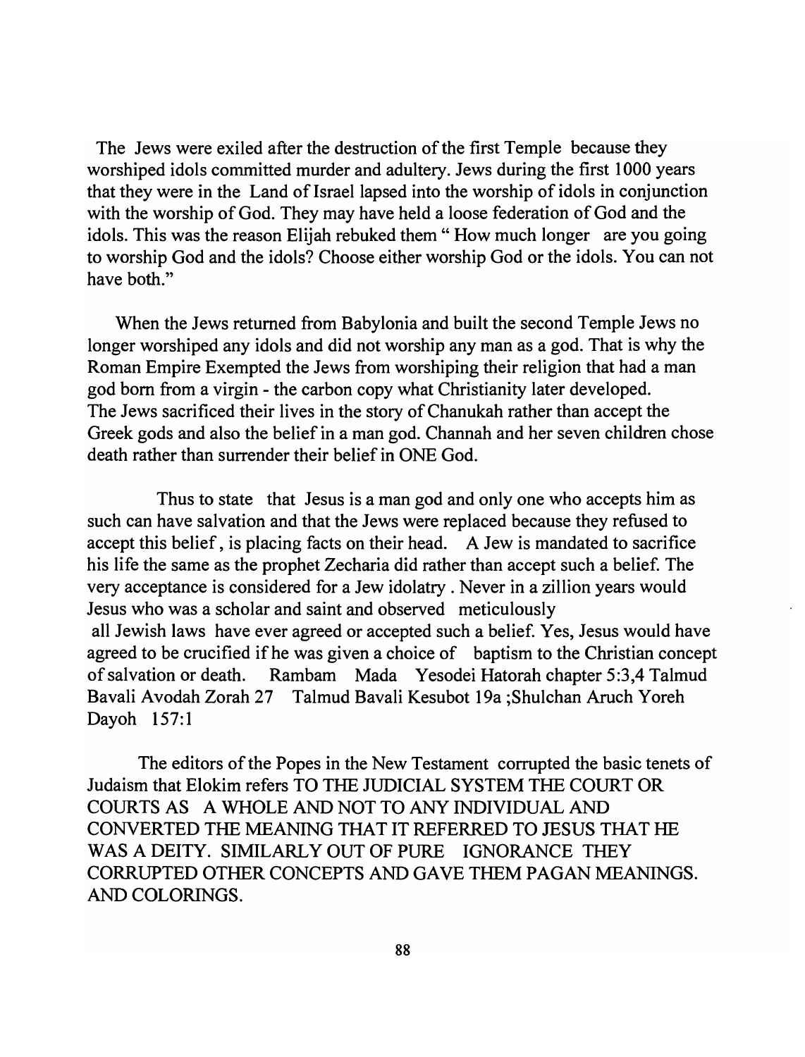The Jews were exiled after the destruction of the first Temple because they worshiped idols committed murder and adultery. Jews during the first 1000 years that they were in the Land of Israel lapsed into the worship of idols in conjunction with the worship of God. They may have held a loose federation of God and the idols. This was the reason Elijah rebuked them " How much longer are you going to worship God and the idols? Choose either worship God or the idols. You can not have both."

When the Jews returned from Babylonia and built the second Temple Jews no longer worshiped any idols and did not worship any man as a god. That is why the Roman Empire Exempted the Jews from worshiping their religion that had a man god born from a virgin - the carbon copy what Christianity later developed. The Jews sacrificed their lives in the story of Chanukah rather than accept the Greek gods and also the belief in a man god. Channah and her seven children chose death rather than surrender their belief in ONE God.

Thus to state that Jesus is a man god and only one who accepts him as such can have salvation and that the Jews were replaced because they refused to accept this belief, is placing facts on their head. A Jew is mandated to sacrifice his life the same as the prophet Zecharia did rather than accept such a belief. The very acceptance is considered for a Jew idolatry . Never in a zillion years would Jesus who was a scholar and saint and observed meticulously all Jewish laws have ever agreed or accepted such a belief. Yes, Jesus would have agreed to be crucified if he was given a choice of baptism to the Christian concept of salvation or death. Rambam Mada Yesodei Hatorah chapter 5:3,4 Talmud Bavali Avodah Zorah 27 Talmud Bavali Kesubot 19a ;Shulchan Aruch Yoreh Dayoh 157:1

The editors of the Popes in the New Testament corrupted the basic tenets of Judaism that Elokim refers TO THE JUDICIAL SYSTEM THE COURT OR COURTS AS A WHOLE AND NOT TO ANY INDIVIDUAL AND CONVERTED THE MEANING THAT IT REFERRED TO JESUS THAT HE WAS A DEITY. SIMILARLY OUT OF PURE IGNORANCE THEY CORRUPTED OTHER CONCEPTS AND GAVE THEM PAGAN MEANINGS. AND COLORINGS.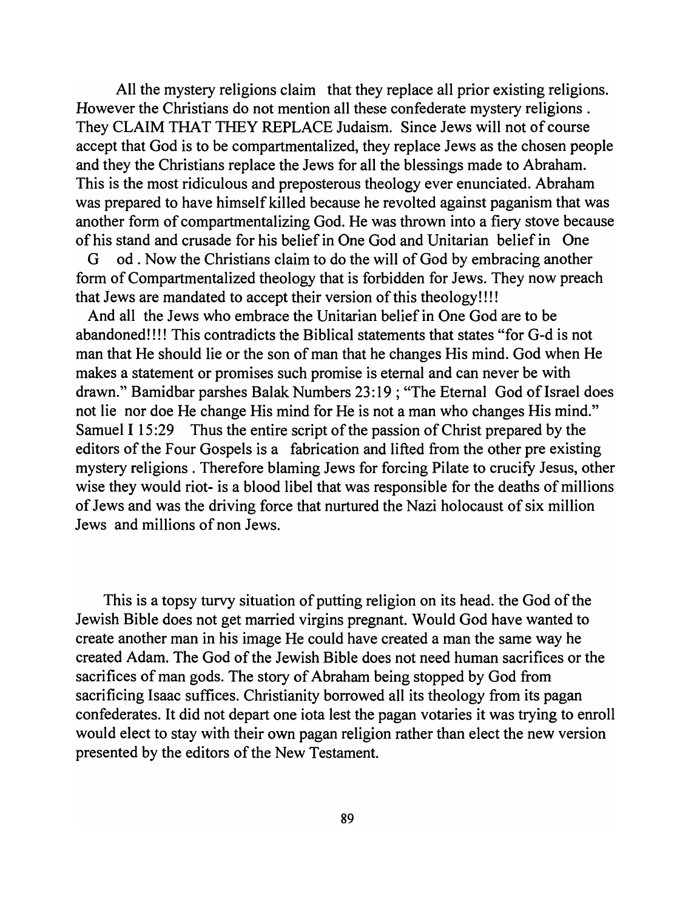All the mystery religions claim that they replace all prior existing religions. However the Christians do not mention all these confederate mystery religions . They CLAIM THAT THEY REPLACE Judaism. Since Jews will not of course accept that God is to be compartmentalized, they replace Jews as the chosen people and they the Christians replace the Jews for all the blessings made to Abraham. This is the most ridiculous and preposterous theology ever enunciated. Abraham was prepared to have himself killed because he revolted against paganism that was another form of compartmentalizing God. He was thrown into a fiery stove because of his stand and crusade for his belief in One God and Unitarian belief in One G od . Now the Christians claim to do the will of God by embracing another form of Compartmentalized theology that is forbidden for Jews. They now preach that Jews are mandated to accept their version of this theology!!!!

And all the Jews who embrace the Unitarian belief in One God are to be abandoned!!!! This contradicts the Biblical statements that states "for G-d is not man that He should lie or the son of man that he changes His mind. God when He makes a statement or promises such promise is eternal and can never be with drawn." Bamidbar parshes Balak Numbers 23:19 ; "The Eternal God of Israel does not lie nor doe He change His mind for He is not a man who changes His mind." Samuel I 15:29 Thus the entire script of the passion of Christ prepared by the editors of the Four Gospels is a fabrication and lifted from the other pre existing mystery religions . Therefore blaming Jews for forcing Pilate to crucify Jesus, other wise they would riot- is a blood libel that was responsible for the deaths of millions of Jews and was the driving force that nurtured the Nazi holocaust of six million Jews and millions of non Jews.

This is a topsy turvy situation of putting religion on its head. the God of the Jewish Bible does not get married virgins pregnant. Would God have wanted to create another man in his image He could have created a man the same way he created Adam. The God of the Jewish Bible does not need human sacrifices or the sacrifices of man gods. The story of Abraham being stopped by God from sacrificing Isaac suffices. Christianity borrowed all its theology from its pagan confederates. It did not depart one iota lest the pagan votaries it was trying to enroll would elect to stay with their own pagan religion rather than elect the new version presented by the editors of the New Testament.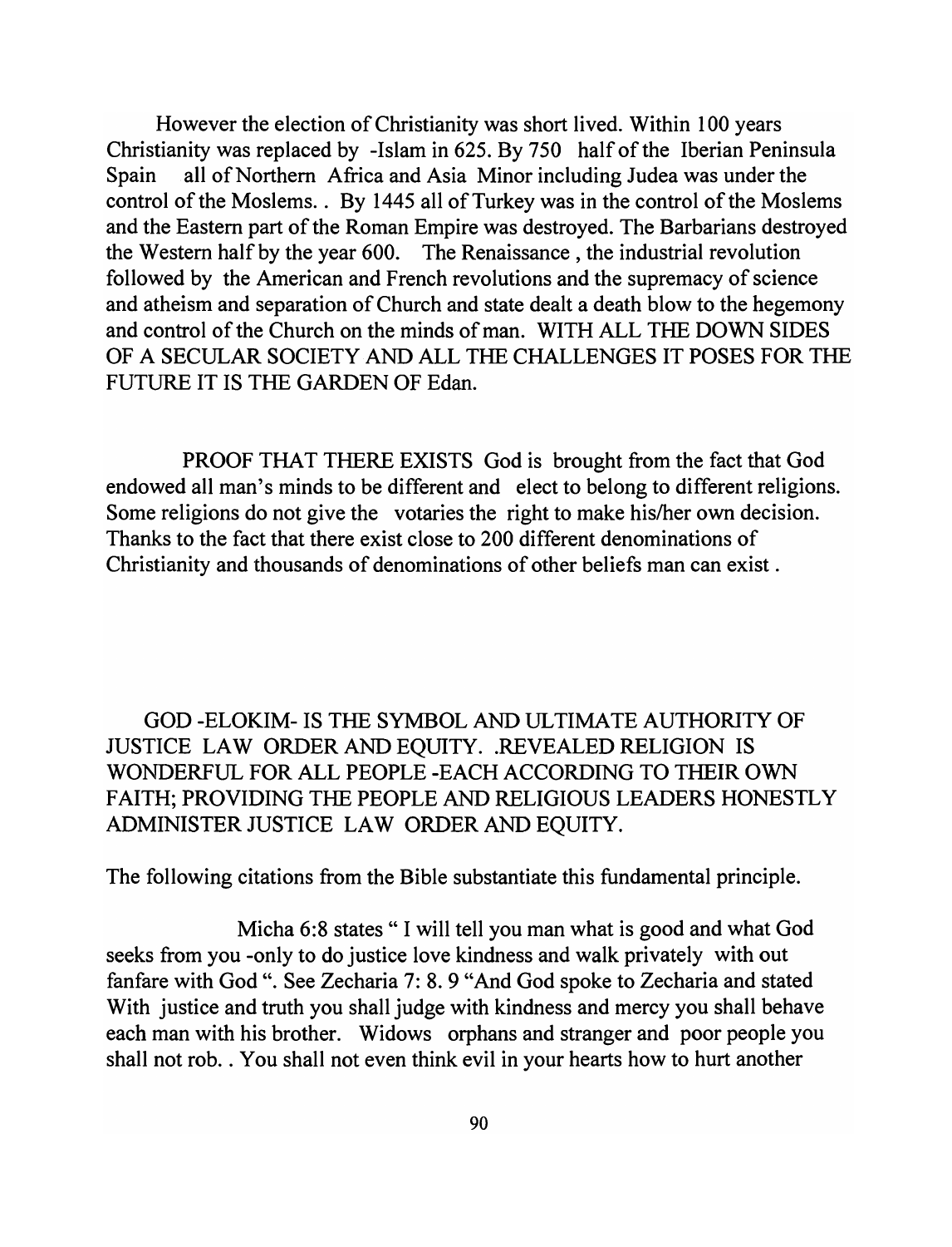However the election of Christianity was short lived. Within 100 years Christianity was replaced by -Islam in 625. By 750 half of the Iberian Peninsula Spain all of Northern Africa and Asia Minor including Judea was under the control of the Moslems. . By 1445 all of Turkey was in the control of the Moslems and the Eastern part of the Roman Empire was destroyed. The Barbarians destroyed the Western half by the year 600. The Renaissance , the industrial revolution followed by the American and French revolutions and the supremacy of science and atheism and separation of Church and state dealt a death blow to the hegemony and control of the Church on the minds of man. WITH ALL THE DOWN SIDES OF A SECULAR SOCIETY AND ALL THE CHALLENGES IT POSES FOR THE FUTURE IT IS THE GARDEN OF Edan.

PROOF THAT THERE EXISTS God is brought from the fact that God endowed all man's minds to be different and elect to belong to different religions. Some religions do not give the votaries the right to make his/her own decision. Thanks to the fact that there exist close to 200 different denominations of Christianity and thousands of denominations of other beliefs man can exist .

GOD -ELOKIM- IS THE SYMBOL AND ULTIMATE AUTHORITY OF JUSTICE LAW ORDER AND EQUITY. .REVEALED RELIGION IS WONDERFUL FOR ALL PEOPLE -EACH ACCORDING TO THEIR OWN FAITH; PROVIDING THE PEOPLE AND RELIGIOUS LEADERS HONESTLY ADMINISTER JUSTICE LAW ORDER AND EQUITY.

The following citations from the Bible substantiate this fundamental principle.

Micha 6:8 states " I will tell you man what is good and what God seeks from you -only to do justice love kindness and walk privately with out fanfare with God ". See Zecharia 7: 8. 9 "And God spoke to Zecharia and stated With justice and truth you shall judge with kindness and mercy you shall behave each man with his brother. Widows orphans and stranger and poor people you shall not rob. . You shall not even think evil in your hearts how to hurt another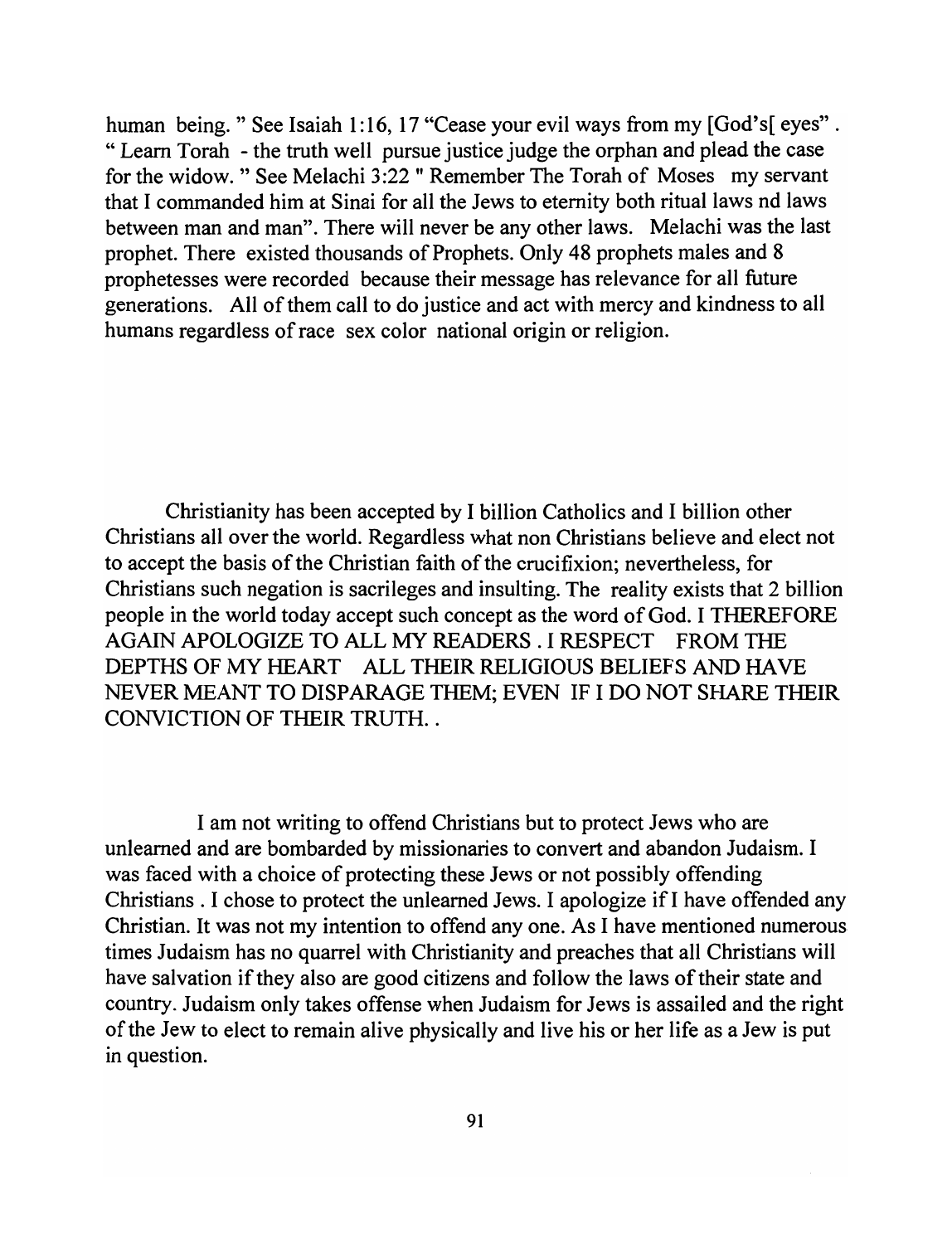human being. " See Isaiah 1:16, 17 "Cease your evil ways from my [God's[ eyes" . " Learn Torah - the truth well pursue justice judge the orphan and plead the case for the widow. " See Melachi 3:22 " Remember The Torah of Moses my servant that I commanded him at Sinai for all the Jews to eternity both ritual laws nd laws between man and man". There will never be any other laws. Melachi was the last prophet. There existed thousands of Prophets. Only 48 prophets males and 8 prophetesses were recorded because their message has relevance for all future generations. All of them call to do justice and act with mercy and kindness to all humans regardless of race sex color national origin or religion.

Christianity has been accepted by I billion Catholics and I billion other Christians all over the world. Regardless what non Christians believe and elect not to accept the basis of the Christian faith of the crucifixion; nevertheless, for Christians such negation is sacrileges and insulting. The reality exists that 2 billion people in the world today accept such concept as the word of God. I THEREFORE AGAIN APOLOGIZE TO ALL MY READERS . I RESPECT FROM THE DEPTHS OF MY HEART ALL THEIR RELIGIOUS BELIEFS AND HAVE NEVER MEANT TO DISPARAGE THEM; EVEN IF I DO NOT SHARE THEIR CONVICTION OF THEIR TRUTH. .

I am not writing to offend Christians but to protect Jews who are unlearned and are bombarded by missionaries to convert and abandon Judaism. I was faced with a choice of protecting these Jews or not possibly offending Christians . I chose to protect the unlearned Jews. I apologize if I have offended any Christian. It was not my intention to offend any one. As I have mentioned numerous times Judaism has no quarrel with Christianity and preaches that all Christians will have salvation if they also are good citizens and follow the laws of their state and country. Judaism only takes offense when Judaism for Jews is assailed and the right of the Jew to elect to remain alive physically and live his or her life as a Jew is put in question.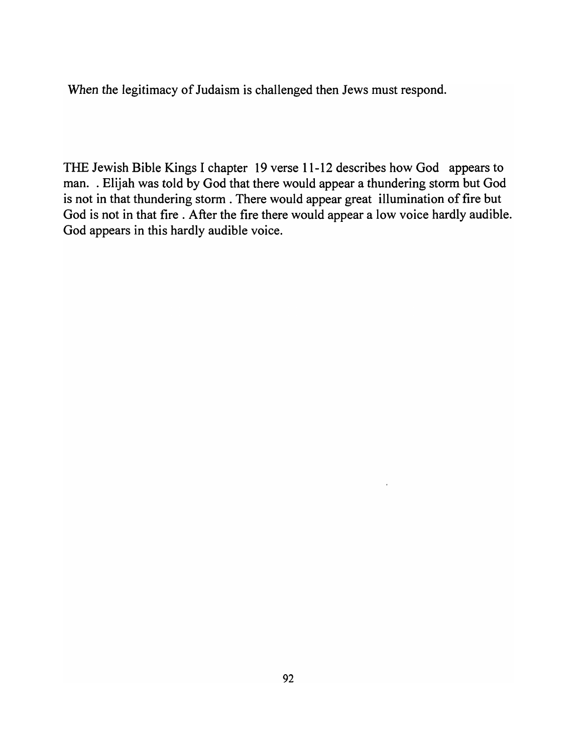When the legitimacy of Judaism is challenged then Jews must respond.

THE Jewish Bible Kings I chapter 19 verse 11-12 describes how God appears to man. . Elijah was told by God that there would appear a thundering storm but God is not in that thundering storm . There would appear great illumination of fire but God is not in that fire . After the fire there would appear a low voice hardly audible. God appears in this hardly audible voice.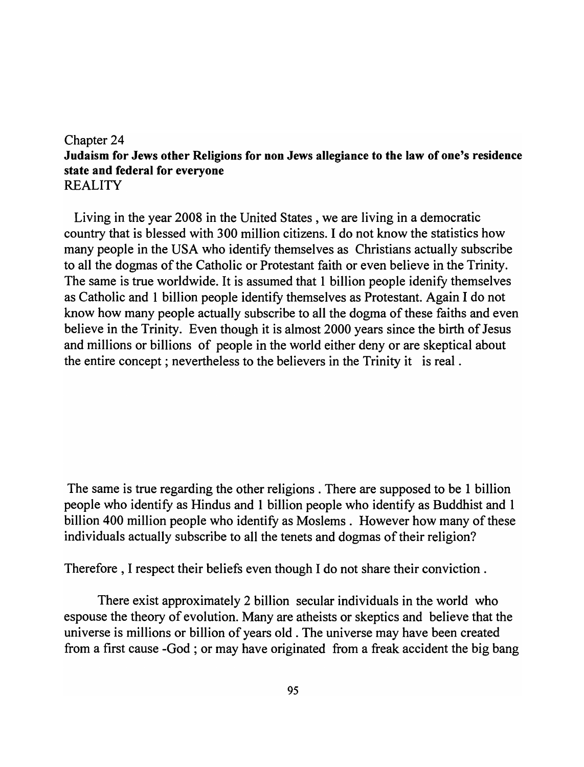Chapter 24

**Judaism for Jews other Religions for non Jews allegiance to the law of one's residence state and federal for everyone**

REALITY

Living in the year 2008 in the United States , we are living in a democratic country that is blessed with 300 million citizens. I do not know the statistics how many people in the USA who identify themselves as Christians actually subscribe to all the dogmas of the Catholic or Protestant faith or even believe in the Trinity. The same is true worldwide. It is assumed that 1 billion people idenify themselves as Catholic and 1 billion people identify themselves as Protestant. Again I do not know how many people actually subscribe to all the dogma of these faiths and even believe in the Trinity. Even though it is almost 2000 years since the birth of Jesus and millions or billions of people in the world either deny or are skeptical about the entire concept ; nevertheless to the believers in the Trinity it is real .

The same is true regarding the other religions . There are supposed to be 1 billion people who identify as Hindus and 1 billion people who identify as Buddhist and 1 billion 400 million people who identify as Moslems . However how many of these individuals actually subscribe to all the tenets and dogmas of their religion?

Therefore , I respect their beliefs even though I do not share their conviction .

There exist approximately 2 billion secular individuals in the world who espouse the theory of evolution. Many are atheists or skeptics and believe that the universe is millions or billion of years old . The universe may have been created from a first cause -God ; or may have originated from a freak accident the big bang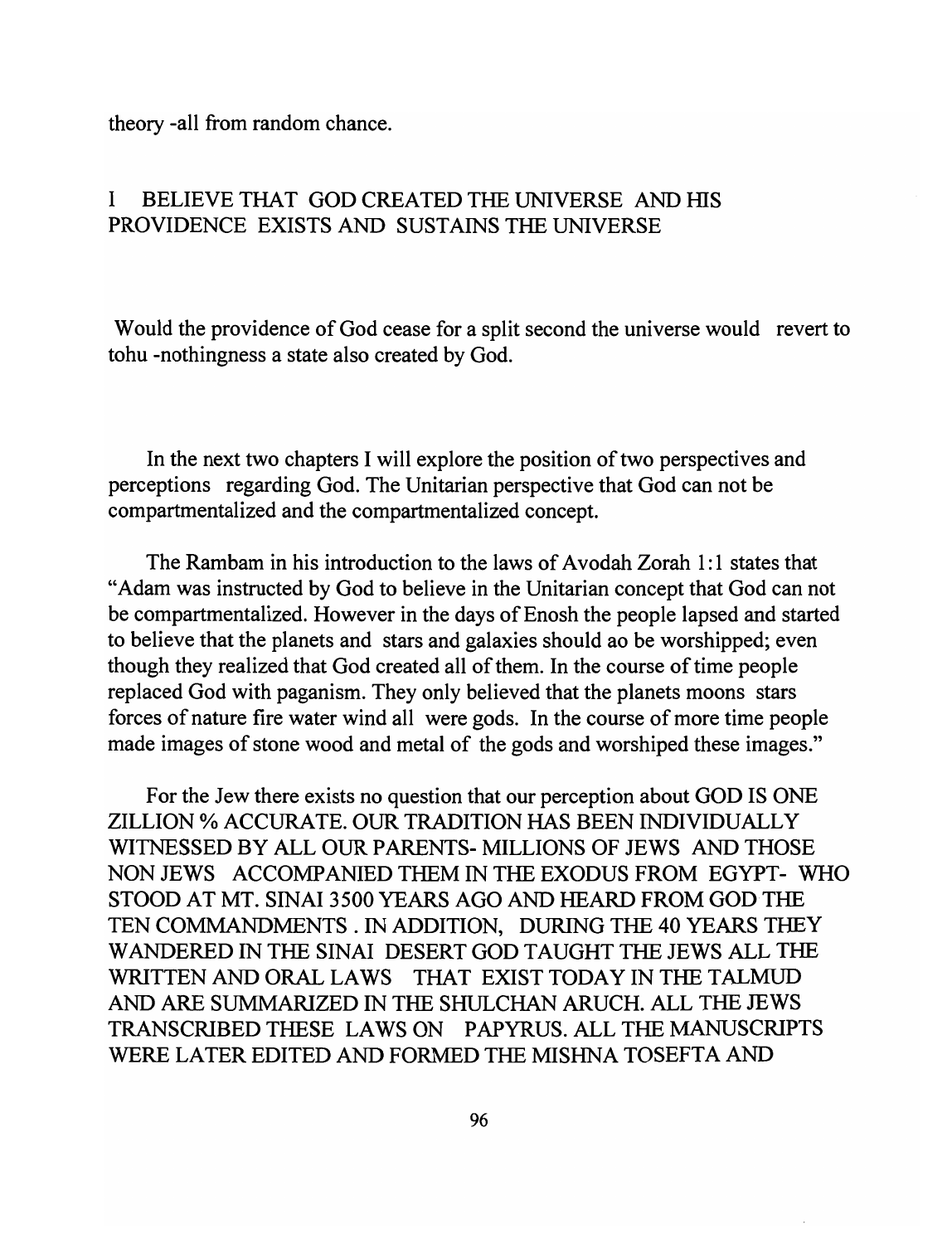theory -all from random chance.

## I BELIEVE THAT GOD CREATED THE UNIVERSE AND HIS PROVIDENCE EXISTS AND SUSTAINS THE UNIVERSE

Would the providence of God cease for a split second the universe would revert to tohu -nothingness a state also created by God.

In the next two chapters I will explore the position of two perspectives and perceptions regarding God. The Unitarian perspective that God can not be compartmentalized and the compartmentalized concept.

The Rambam in his introduction to the laws of Avodah Zorah 1:1 states that "Adam was instructed by God to believe in the Unitarian concept that God can not be compartmentalized. However in the days of Enosh the people lapsed and started to believe that the planets and stars and galaxies should ao be worshipped; even though they realized that God created all of them. In the course of time people replaced God with paganism. They only believed that the planets moons stars forces of nature fire water wind all were gods. In the course of more time people made images of stone wood and metal of the gods and worshiped these images."

For the Jew there exists no question that our perception about GOD IS ONE ZILLION % ACCURATE. OUR TRADITION HAS BEEN INDIVIDUALLY WITNESSED BY ALL OUR PARENTS- MILLIONS OF JEWS AND THOSE NON JEWS ACCOMPANIED THEM IN THE EXODUS FROM EGYPT- WHO STOOD AT MT. SINAI 3500 YEARS AGO AND HEARD FROM GOD THE TEN COMMANDMENTS . IN ADDITION, DURING THE 40 YEARS THEY WANDERED IN THE SINAI DESERT GOD TAUGHT THE JEWS ALL THE WRITTEN AND ORAL LAWS THAT EXIST TODAY IN THE TALMUD AND ARE SUMMARIZED IN THE SHULCHAN ARUCH. ALL THE JEWS TRANSCRIBED THESE LAWS ON PAPYRUS. ALL THE MANUSCRIPTS WERE LATER EDITED AND FORMED THE MISHNA TOSEFTA AND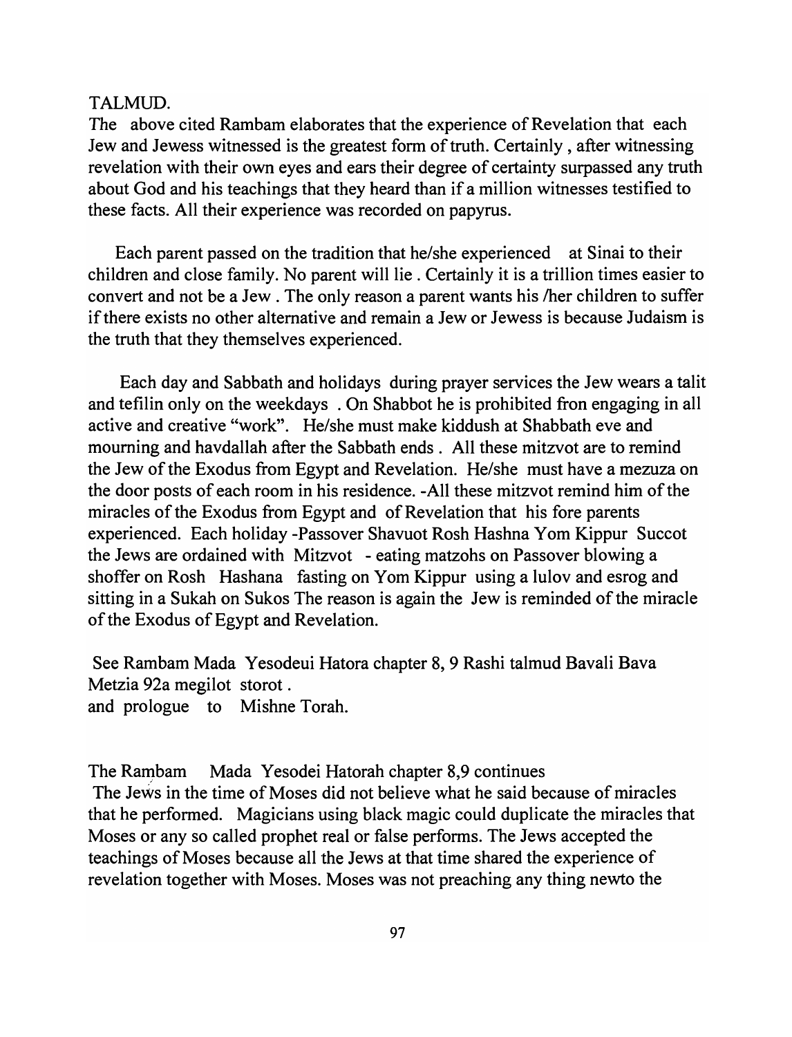TALMUD.

The above cited Rambam elaborates that the experience of Revelation that each Jew and Jewess witnessed is the greatest form of truth. Certainly , after witnessing revelation with their own eyes and ears their degree of certainty surpassed any truth about God and his teachings that they heard than if a million witnesses testified to these facts. All their experience was recorded on papyrus.

Each parent passed on the tradition that he/she experienced at Sinai to their children and close family. No parent will lie . Certainly it is a trillion times easier to convert and not be a Jew . The only reason a parent wants his /her children to suffer if there exists no other alternative and remain a Jew or Jewess is because Judaism is the truth that they themselves experienced.

Each day and Sabbath and holidays during prayer services the Jew wears a talit and tefilin only on the weekdays . On Shabbot he is prohibited fron engaging in all active and creative "work". He/she must make kiddush at Shabbath eve and mourning and havdallah after the Sabbath ends . All these mitzvot are to remind the Jew of the Exodus from Egypt and Revelation. He/she must have a mezuza on the door posts of each room in his residence. -All these mitzvot remind him of the miracles of the Exodus from Egypt and of Revelation that his fore parents experienced. Each holiday -Passover Shavuot Rosh Hashna Yom Kippur Succot the Jews are ordained with Mitzvot - eating matzohs on Passover blowing a shoffer on Rosh Hashana fasting on Yom Kippur using a lulov and esrog and sitting in a Sukah on Sukos The reason is again the Jew is reminded of the miracle of the Exodus of Egypt and Revelation.

See Rambam Mada Yesodeui Hatora chapter 8, 9 Rashi talmud Bavali Bava Metzia 92a megilot storot .
and prologue to Mishne Torah.

The Rambam Mada Yesodei Hatorah chapter 8,9 continues
The Jews in the time of Moses did not believe what he said because of miracles that he performed. Magicians using black magic could duplicate the miracles that Moses or any so called prophet real or false performs. The Jews accepted the teachings of Moses because all the Jews at that time shared the experience of revelation together with Moses. Moses was not preaching any thing newto the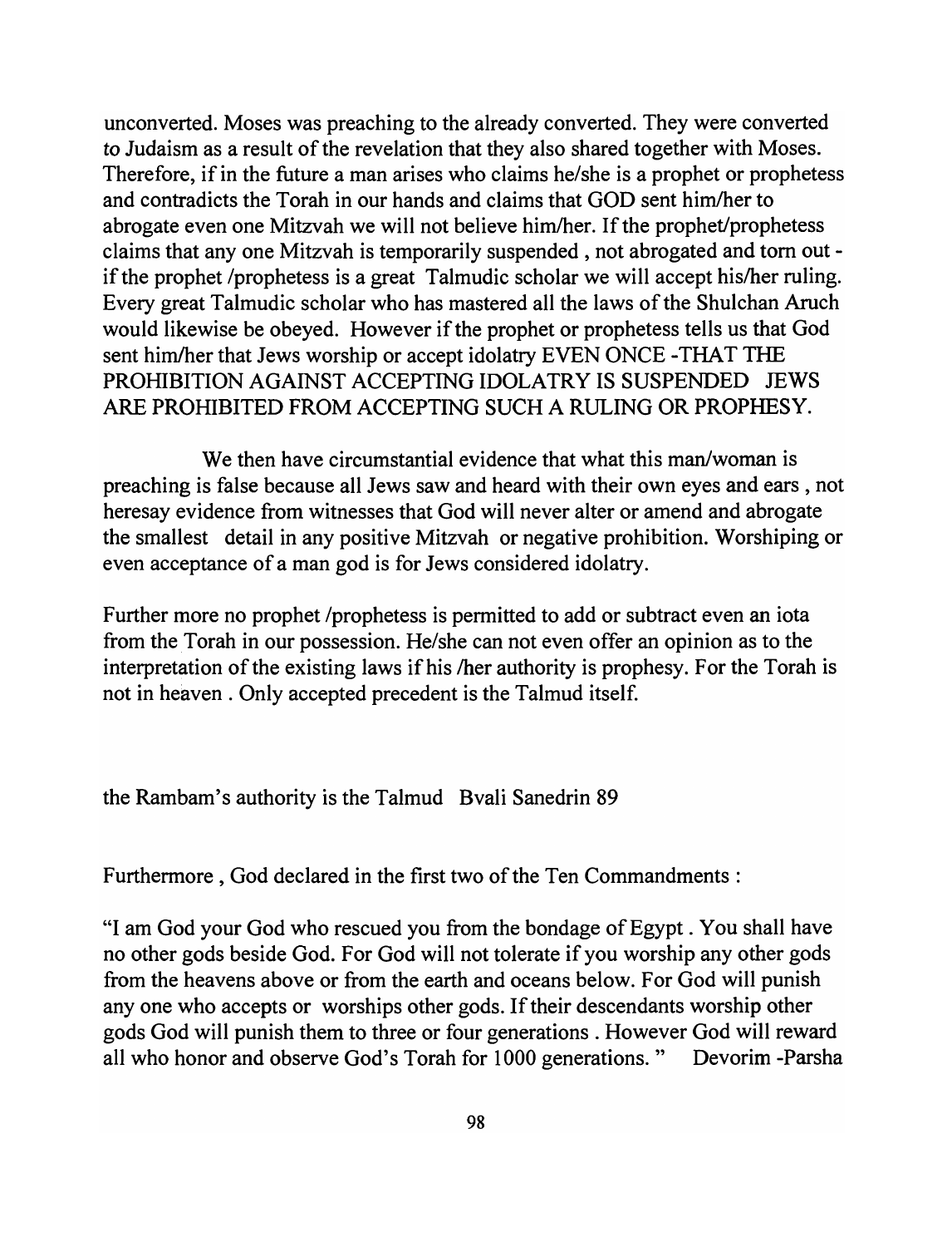unconverted. Moses was preaching to the already converted. They were converted to Judaism as a result of the revelation that they also shared together with Moses. Therefore, if in the future a man arises who claims he/she is a prophet or prophetess and contradicts the Torah in our hands and claims that GOD sent him/her to abrogate even one Mitzvah we will not believe him/her. If the prophet/prophetess claims that any one Mitzvah is temporarily suspended , not abrogated and torn out - if the prophet /prophetess is a great Talmudic scholar we will accept his/her ruling. Every great Talmudic scholar who has mastered all the laws of the Shulchan Aruch would likewise be obeyed. However if the prophet or prophetess tells us that God sent him/her that Jews worship or accept idolatry EVEN ONCE -THAT THE PROHIBITION AGAINST ACCEPTING IDOLATRY IS SUSPENDED JEWS ARE PROHIBITED FROM ACCEPTING SUCH A RULING OR PROPHESY.

We then have circumstantial evidence that what this man/woman is preaching is false because all Jews saw and heard with their own eyes and ears , not heresay evidence from witnesses that God will never alter or amend and abrogate the smallest detail in any positive Mitzvah or negative prohibition. Worshiping or even acceptance of a man god is for Jews considered idolatry.

Further more no prophet /prophetess is permitted to add or subtract even an iota from the Torah in our possession. He/she can not even offer an opinion as to the interpretation of the existing laws if his /her authority is prophesy. For the Torah is not in heaven . Only accepted precedent is the Talmud itself.

the Rambam's authority is the Talmud Bvali Sanedrin 89

Furthermore , God declared in the first two of the Ten Commandments :

"I am God your God who rescued you from the bondage of Egypt . You shall have no other gods beside God. For God will not tolerate if you worship any other gods from the heavens above or from the earth and oceans below. For God will punish any one who accepts or worships other gods. If their descendants worship other gods God will punish them to three or four generations . However God will reward all who honor and observe God's Torah for 1000 generations. " Devorim -Parsha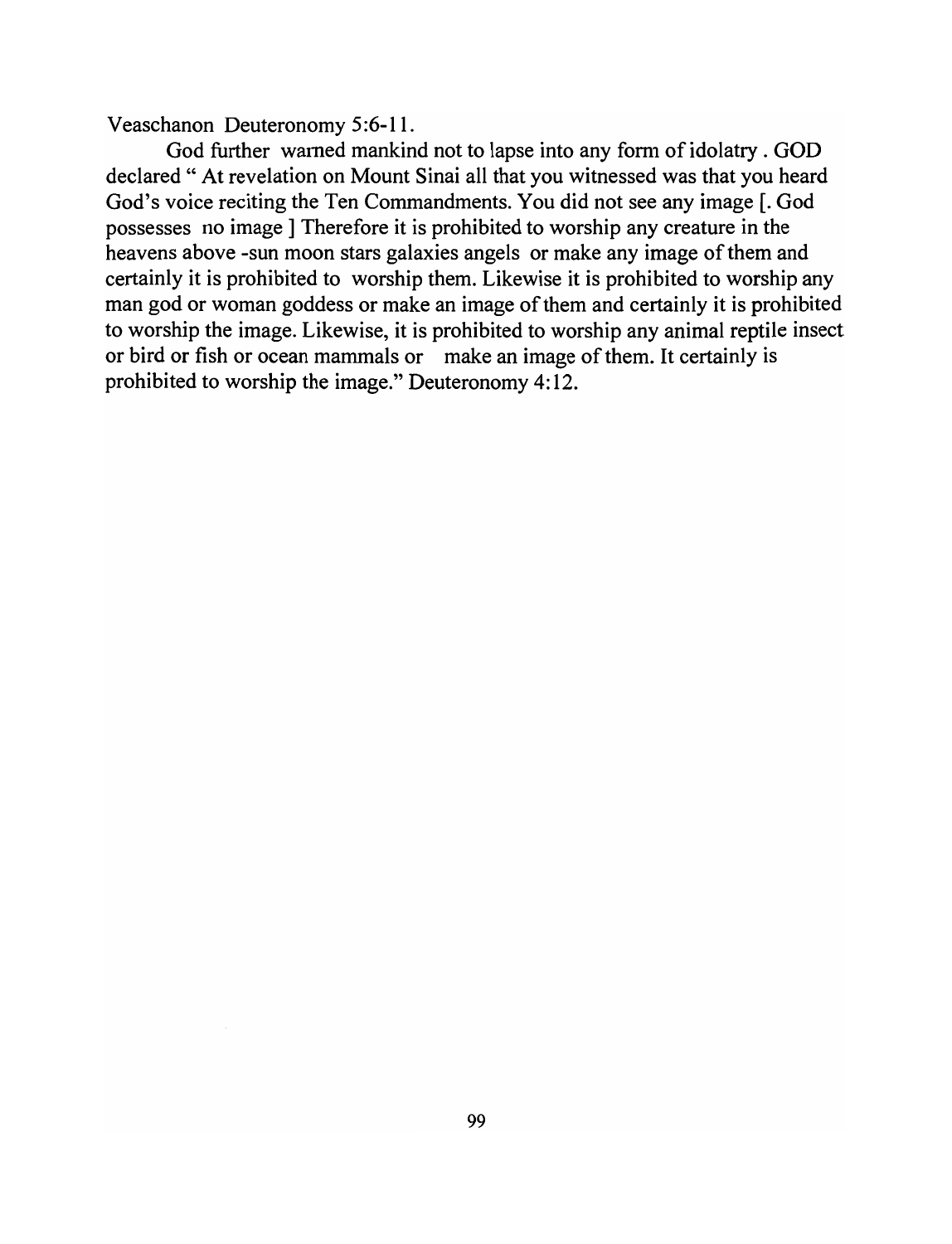Veaschanon Deuteronomy 5:6-11.

God further warned mankind not to lapse into any form of idolatry . GOD declared " At revelation on Mount Sinai all that you witnessed was that you heard God's voice reciting the Ten Commandments. You did not see any image [. God possesses no image ] Therefore it is prohibited to worship any creature in the heavens above -sun moon stars galaxies angels or make any image of them and certainly it is prohibited to worship them. Likewise it is prohibited to worship any man god or woman goddess or make an image of them and certainly it is prohibited to worship the image. Likewise, it is prohibited to worship any animal reptile insect or bird or fish or ocean mammals or make an image of them. It certainly is prohibited to worship the image." Deuteronomy 4:12.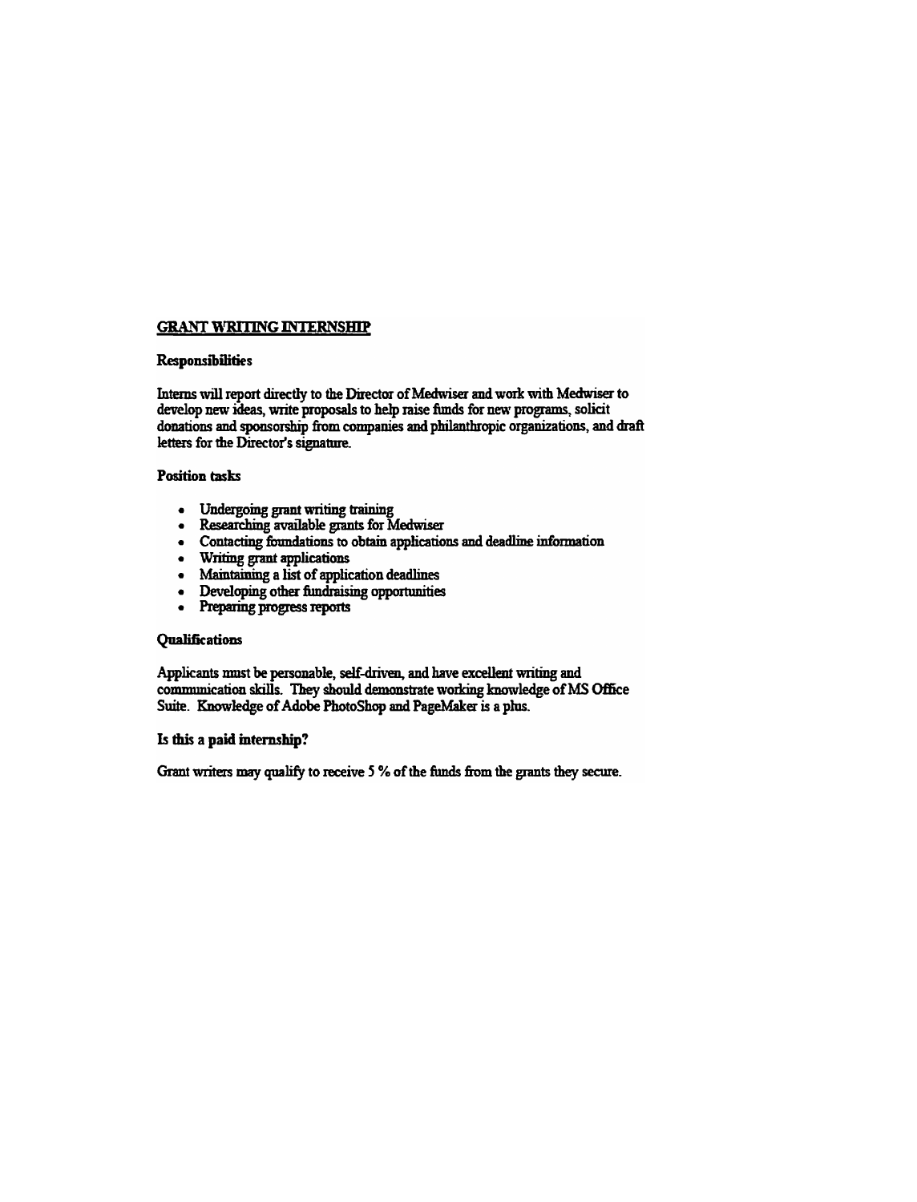## GRANT WRITING INTERNSHIP

### Responsibilities

Interns will report directly to the Director of Medwiser and work with Medwiser to develop new ideas, write proposals to help raise funds for new programs, solicit donations and sponsorship from companies and philanthropic organizations, and draft letters for the Director's signature.

### Position tasks

- Undergoing grant writing training
- Researching available grants for Medwiser
- Contacting foundations to obtain applications and deadline information
- Writing grant applications
- Maintaining a list of application deadlines
- Developing other fundraising opportunities
- Preparing progress reports

### Qualifications

Applicants must be personable, self-driven, and have excellent writing and communication skills. They should demonstrate working knowledge of MS Office Suite. Knowledge of Adobe PhotoShop and PageMaker is a plus.

### Is this a paid internship?

Grant writers may qualify to receive 5 % of the funds from the grants they secure.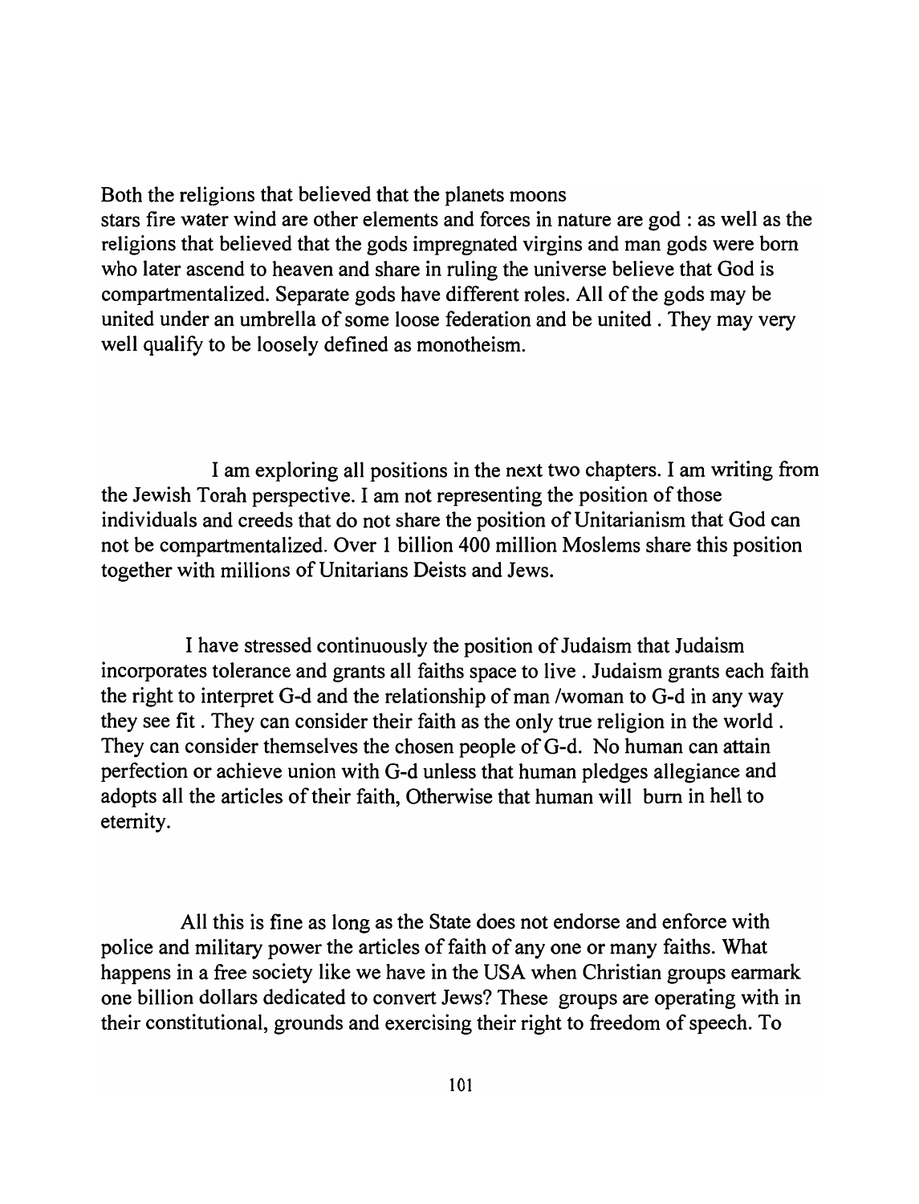Both the religions that believed that the planets moons stars fire water wind are other elements and forces in nature are god : as well as the religions that believed that the gods impregnated virgins and man gods were born who later ascend to heaven and share in ruling the universe believe that God is compartmentalized. Separate gods have different roles. All of the gods may be united under an umbrella of some loose federation and be united . They may very well qualify to be loosely defined as monotheism.

I am exploring all positions in the next two chapters. I am writing from the Jewish Torah perspective. I am not representing the position of those individuals and creeds that do not share the position of Unitarianism that God can not be compartmentalized. Over 1 billion 400 million Moslems share this position together with millions of Unitarians Deists and Jews.

I have stressed continuously the position of Judaism that Judaism incorporates tolerance and grants all faiths space to live . Judaism grants each faith the right to interpret G-d and the relationship of man /woman to G-d in any way they see fit . They can consider their faith as the only true religion in the world . They can consider themselves the chosen people of G-d. No human can attain perfection or achieve union with G-d unless that human pledges allegiance and adopts all the articles of their faith, Otherwise that human will burn in hell to eternity.

All this is fine as long as the State does not endorse and enforce with police and military power the articles of faith of any one or many faiths. What happens in a free society like we have in the USA when Christian groups earmark one billion dollars dedicated to convert Jews? These groups are operating with in their constitutional, grounds and exercising their right to freedom of speech. To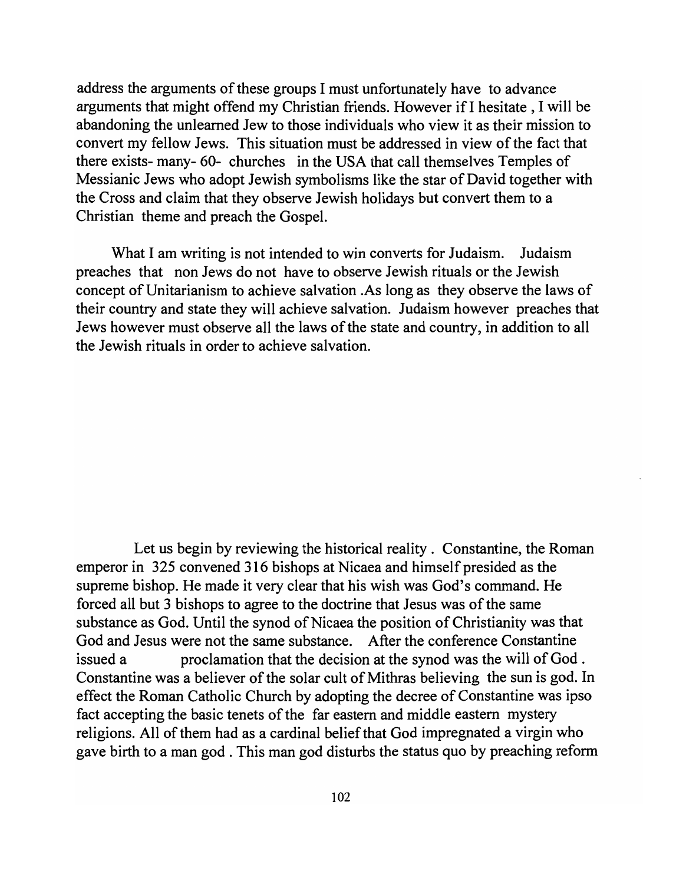address the arguments of these groups I must unfortunately have to advance arguments that might offend my Christian friends. However if I hesitate , I will be abandoning the unlearned Jew to those individuals who view it as their mission to convert my fellow Jews. This situation must be addressed in view of the fact that there exists- many- 60- churches in the USA that call themselves Temples of Messianic Jews who adopt Jewish symbolisms like the star of David together with the Cross and claim that they observe Jewish holidays but convert them to a Christian theme and preach the Gospel.

What I am writing is not intended to win converts for Judaism. Judaism preaches that non Jews do not have to observe Jewish rituals or the Jewish concept of Unitarianism to achieve salvation .As long as they observe the laws of their country and state they will achieve salvation. Judaism however preaches that Jews however must observe all the laws of the state and country, in addition to all the Jewish rituals in order to achieve salvation.

Let us begin by reviewing the historical reality . Constantine, the Roman emperor in 325 convened 316 bishops at Nicaea and himself presided as the supreme bishop. He made it very clear that his wish was God's command. He forced all but 3 bishops to agree to the doctrine that Jesus was of the same substance as God. Until the synod of Nicaea the position of Christianity was that God and Jesus were not the same substance. After the conference Constantine issued a proclamation that the decision at the synod was the will of God . Constantine was a believer of the solar cult of Mithras believing the sun is god. In effect the Roman Catholic Church by adopting the decree of Constantine was ipso fact accepting the basic tenets of the far eastern and middle eastern mystery religions. All of them had as a cardinal belief that God impregnated a virgin who gave birth to a man god . This man god disturbs the status quo by preaching reform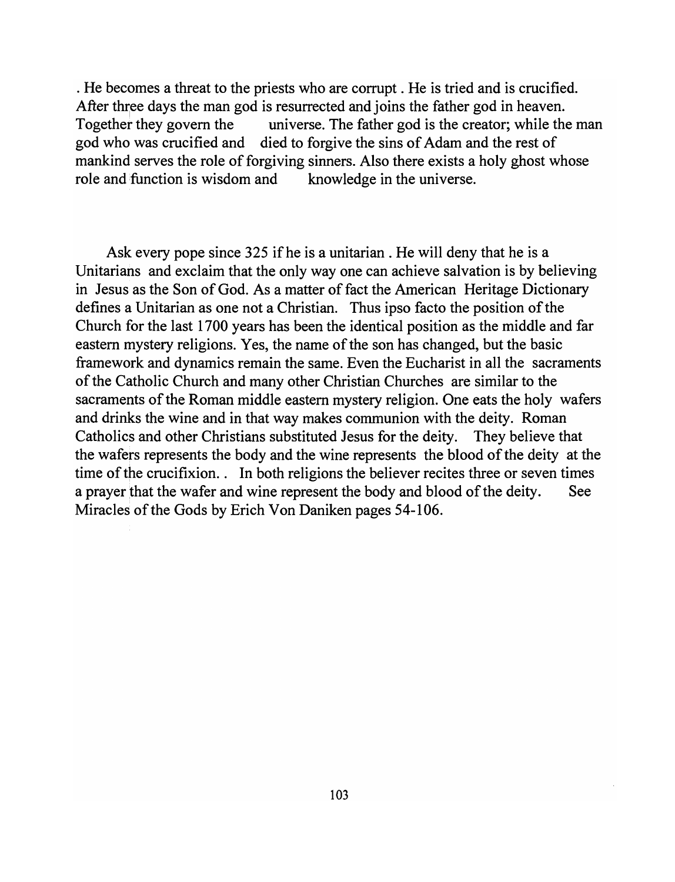. He becomes a threat to the priests who are corrupt . He is tried and is crucified. After three days the man god is resurrected and joins the father god in heaven. Together they govern the universe. The father god is the creator; while the man god who was crucified and died to forgive the sins of Adam and the rest of mankind serves the role of forgiving sinners. Also there exists a holy ghost whose role and function is wisdom and knowledge in the universe.

Ask every pope since 325 if he is a unitarian . He will deny that he is a Unitarians and exclaim that the only way one can achieve salvation is by believing in Jesus as the Son of God. As a matter of fact the American Heritage Dictionary defines a Unitarian as one not a Christian. Thus ipso facto the position of the Church for the last 1700 years has been the identical position as the middle and far eastern mystery religions. Yes, the name of the son has changed, but the basic framework and dynamics remain the same. Even the Eucharist in all the sacraments of the Catholic Church and many other Christian Churches are similar to the sacraments of the Roman middle eastern mystery religion. One eats the holy wafers and drinks the wine and in that way makes communion with the deity. Roman Catholics and other Christians substituted Jesus for the deity. They believe that the wafers represents the body and the wine represents the blood of the deity at the time of the crucifixion. . In both religions the believer recites three or seven times a prayer that the wafer and wine represent the body and blood of the deity. See Miracles of the Gods by Erich Von Daniken pages 54-106.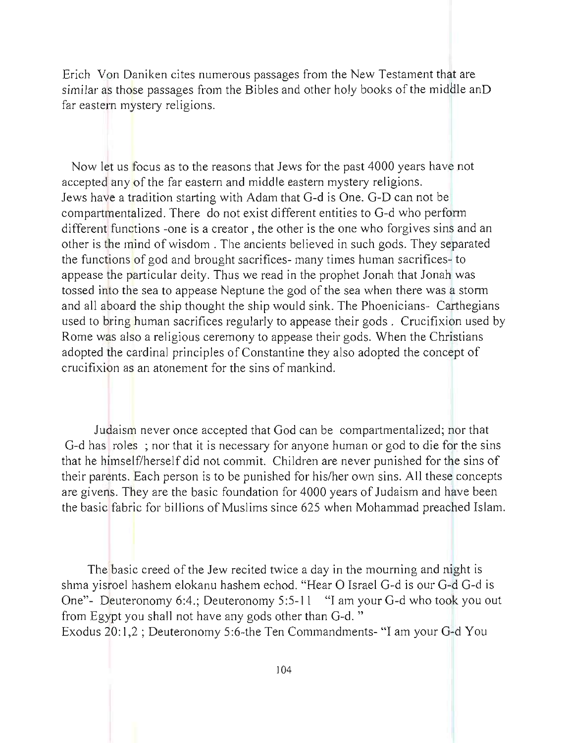Erich Von Daniken cites numerous passages from the New Testament that are similar as those passages from the Bibles and other holy books of the middle anD far eastern mystery religions.

Now let us focus as to the reasons that Jews for the past 4000 years have not accepted any of the far eastern and middle eastern mystery religions. Jews have a tradition starting with Adam that G-d is One. G-D can not be compartmentalized. There do not exist different entities to G-d who perform different functions -one is a creator , the other is the one who forgives sins and an other is the mind of wisdom . The ancients believed in such gods. They separated the functions of god and brought sacrifices- many times human sacrifices- to appease the particular deity. Thus we read in the prophet Jonah that Jonah was tossed into the sea to appease Neptune the god of the sea when there was a storm and all aboard the ship thought the ship would sink. The Phoenicians- Carthegians used to bring human sacrifices regularly to appease their gods . Crucifixion used by Rome was also a religious ceremony to appease their gods. When the Christians adopted the cardinal principles of Constantine they also adopted the concept of crucifixion as an atonement for the sins of mankind.

Judaism never once accepted that God can be compartmentalized; nor that G-d has roles ; nor that it is necessary for anyone human or god to die for the sins that he himself/herself did not commit. Children are never punished for the sins of their parents. Each person is to be punished for his/her own sins. All these concepts are givens. They are the basic foundation for 4000 years of Judaism and have been the basic fabric for billions of Muslims since 625 when Mohammad preached Islam.

The basic creed of the Jew recited twice a day in the mourning and night is shma yisroel hashem elokanu hashem echod. "Hear O Israel G-d is our G-d G-d is One"- Deuteronomy 6:4.; Deuteronomy 5:5-11 "I am your G-d who took you out from Egypt you shall not have any gods other than G-d. "
Exodus 20:1,2 ; Deuteronomy 5:6-the Ten Commandments- "I am your G-d You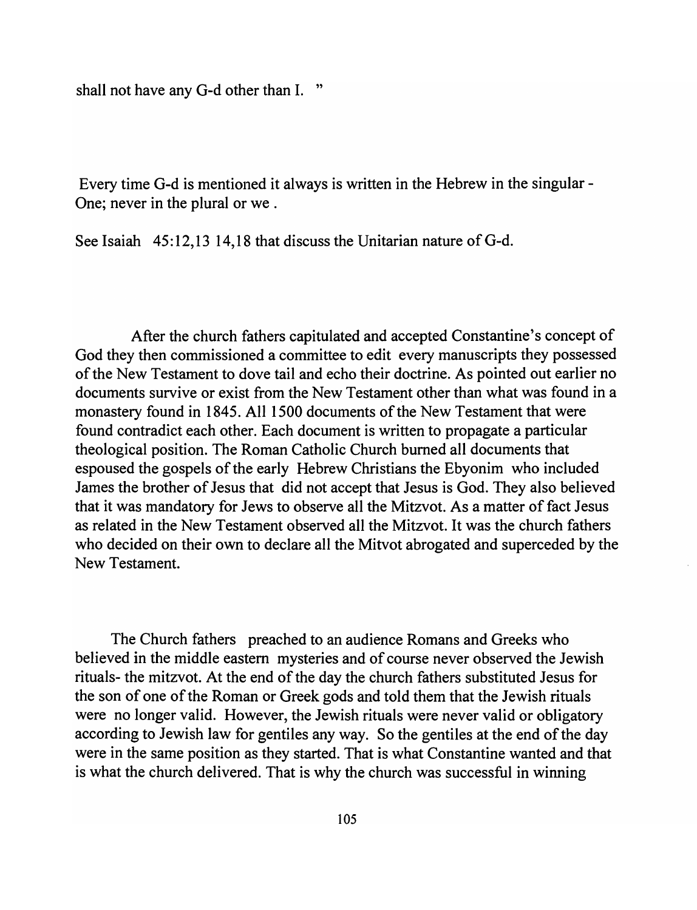shall not have any G-d other than I. "

Every time G-d is mentioned it always is written in the Hebrew in the singular - One; never in the plural or we .

See Isaiah 45:12,13 14,18 that discuss the Unitarian nature of G-d.

After the church fathers capitulated and accepted Constantine's concept of God they then commissioned a committee to edit every manuscripts they possessed of the New Testament to dove tail and echo their doctrine. As pointed out earlier no documents survive or exist from the New Testament other than what was found in a monastery found in 1845. All 1500 documents of the New Testament that were found contradict each other. Each document is written to propagate a particular theological position. The Roman Catholic Church burned all documents that espoused the gospels of the early Hebrew Christians the Ebyonim who included James the brother of Jesus that did not accept that Jesus is God. They also believed that it was mandatory for Jews to observe all the Mitzvot. As a matter of fact Jesus as related in the New Testament observed all the Mitzvot. It was the church fathers who decided on their own to declare all the Mitvot abrogated and superceded by the New Testament.

The Church fathers preached to an audience Romans and Greeks who believed in the middle eastern mysteries and of course never observed the Jewish rituals- the mitzvot. At the end of the day the church fathers substituted Jesus for the son of one of the Roman or Greek gods and told them that the Jewish rituals were no longer valid. However, the Jewish rituals were never valid or obligatory according to Jewish law for gentiles any way. So the gentiles at the end of the day were in the same position as they started. That is what Constantine wanted and that is what the church delivered. That is why the church was successful in winning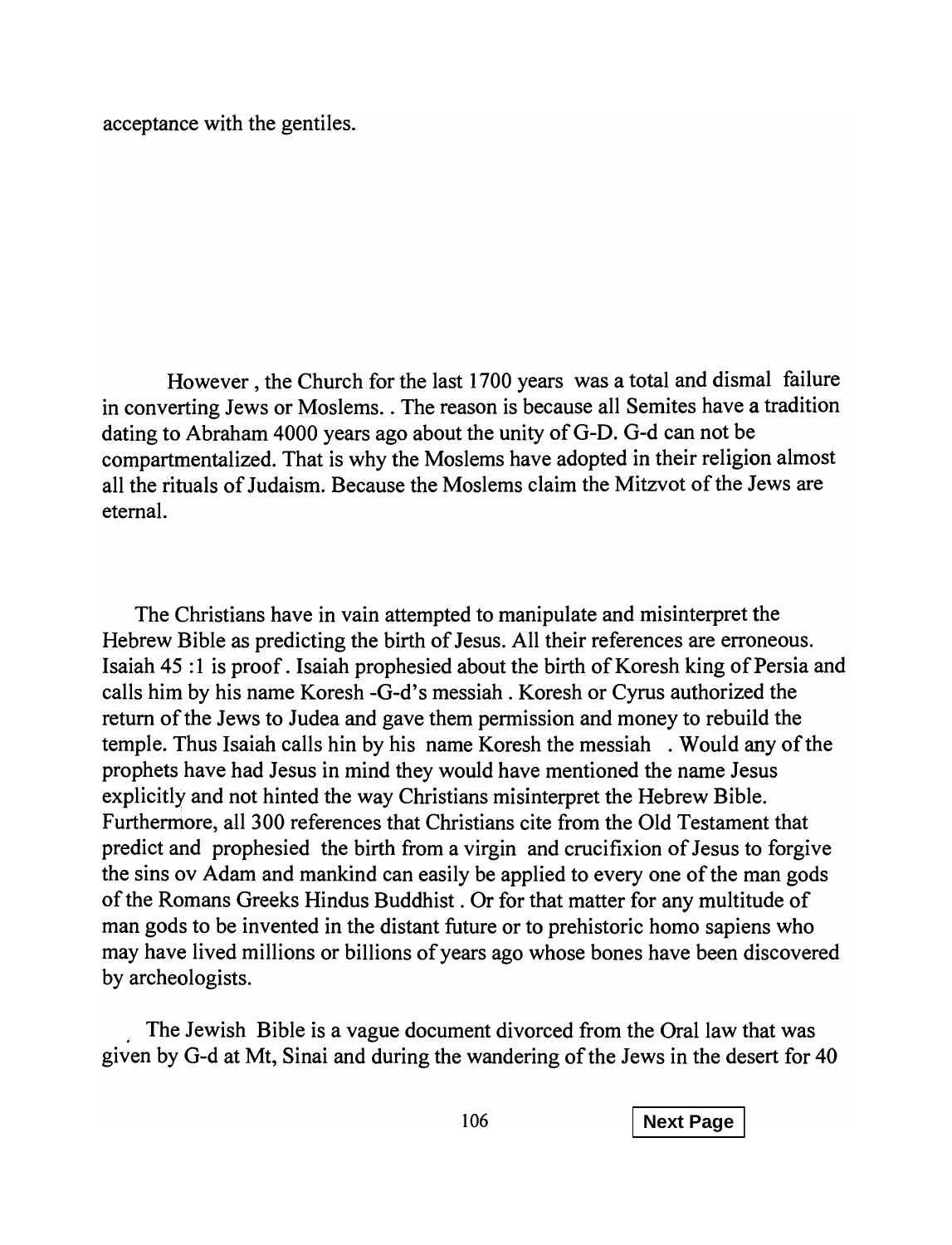acceptance with the gentiles.

However , the Church for the last 1700 years was a total and dismal failure in converting Jews or Moslems. . The reason is because all Semites have a tradition dating to Abraham 4000 years ago about the unity of G-D. G-d can not be compartmentalized. That is why the Moslems have adopted in their religion almost all the rituals of Judaism. Because the Moslems claim the Mitzvot of the Jews are eternal.

The Christians have in vain attempted to manipulate and misinterpret the Hebrew Bible as predicting the birth of Jesus. All their references are erroneous. Isaiah 45 :1 is proof . Isaiah prophesied about the birth of Koresh king of Persia and calls him by his name Koresh -G-d's messiah . Koresh or Cyrus authorized the return of the Jews to Judea and gave them permission and money to rebuild the temple. Thus Isaiah calls hin by his name Koresh the messiah . Would any of the prophets have had Jesus in mind they would have mentioned the name Jesus explicitly and not hinted the way Christians misinterpret the Hebrew Bible. Furthermore, all 300 references that Christians cite from the Old Testament that predict and prophesied the birth from a virgin and crucifixion of Jesus to forgive the sins ov Adam and mankind can easily be applied to every one of the man gods of the Romans Greeks Hindus Buddhist . Or for that matter for any multitude of man gods to be invented in the distant future or to prehistoric homo sapiens who may have lived millions or billions of years ago whose bones have been discovered by archeologists.

The Jewish Bible is a vague document divorced from the Oral law that was given by G-d at Mt, Sinai and during the wandering of the Jews in the desert for 40

Next Page